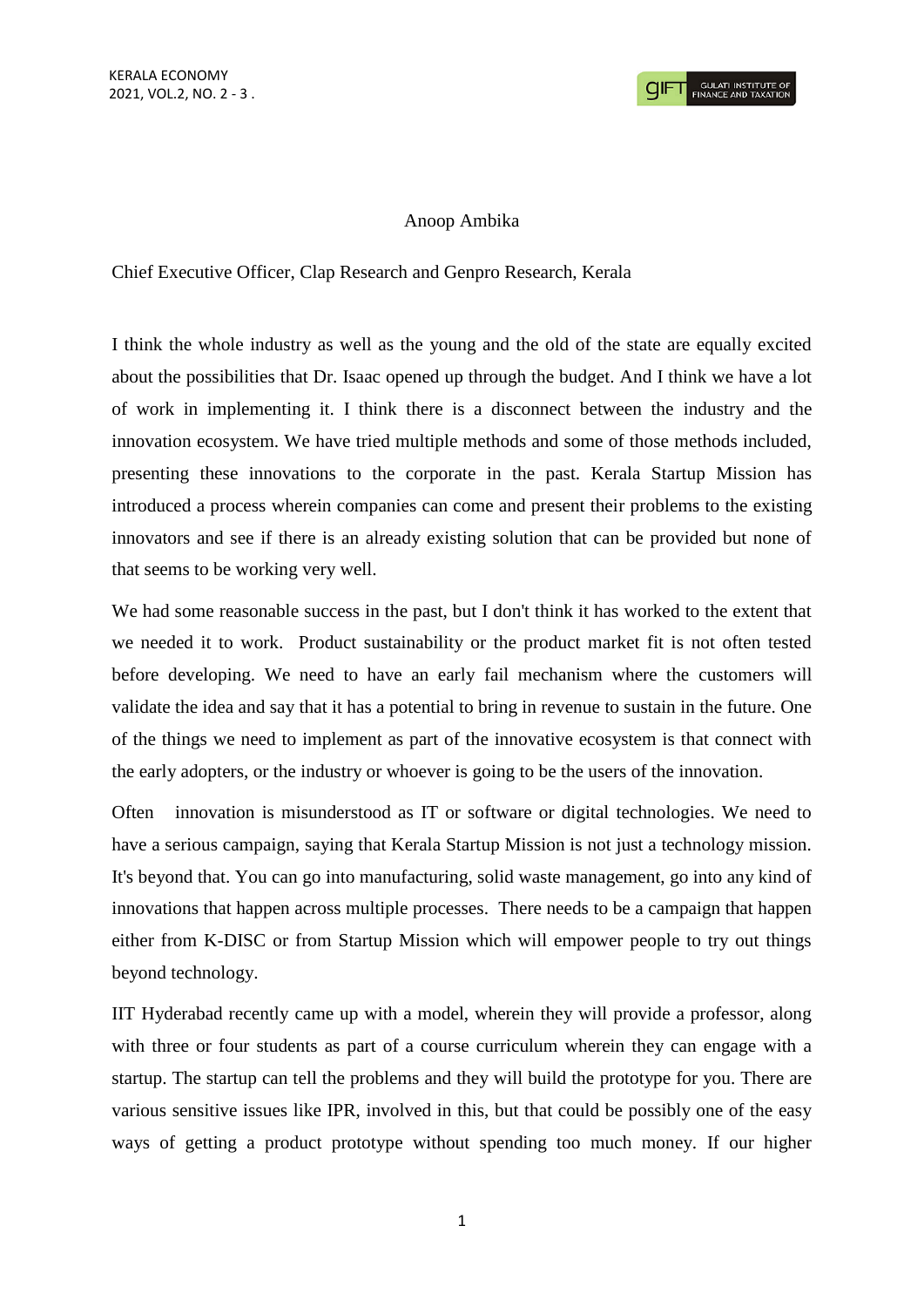Anoop Ambika

Chief Executive Officer, Clap Research and Genpro Research, Kerala

I think the whole industry as well as the young and the old of the state are equally excited about the possibilities that Dr. Isaac opened up through the budget. And I think we have a lot of work in implementing it. I think there is a disconnect between the industry and the innovation ecosystem. We have tried multiple methods and some of those methods included, presenting these innovations to the corporate in the past. Kerala Startup Mission has introduced a process wherein companies can come and present their problems to the existing innovators and see if there is an already existing solution that can be provided but none of that seems to be working very well.

We had some reasonable success in the past, but I don't think it has worked to the extent that we needed it to work. Product sustainability or the product market fit is not often tested before developing. We need to have an early fail mechanism where the customers will validate the idea and say that it has a potential to bring in revenue to sustain in the future. One of the things we need to implement as part of the innovative ecosystem is that connect with the early adopters, or the industry or whoever is going to be the users of the innovation.

Often innovation is misunderstood as IT or software or digital technologies. We need to have a serious campaign, saying that Kerala Startup Mission is not just a technology mission. It's beyond that. You can go into manufacturing, solid waste management, go into any kind of innovations that happen across multiple processes. There needs to be a campaign that happen either from K-DISC or from Startup Mission which will empower people to try out things beyond technology.

IIT Hyderabad recently came up with a model, wherein they will provide a professor, along with three or four students as part of a course curriculum wherein they can engage with a startup. The startup can tell the problems and they will build the prototype for you. There are various sensitive issues like IPR, involved in this, but that could be possibly one of the easy ways of getting a product prototype without spending too much money. If our higher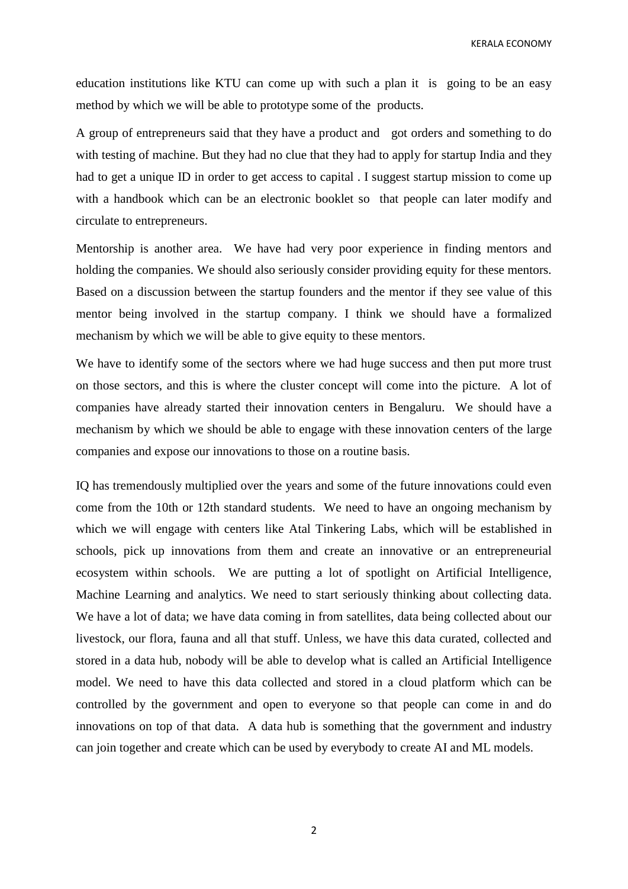education institutions like KTU can come up with such a plan it is going to be an easy method by which we will be able to prototype some of the products.

A group of entrepreneurs said that they have a product and got orders and something to do with testing of machine. But they had no clue that they had to apply for startup India and they had to get a unique ID in order to get access to capital . I suggest startup mission to come up with a handbook which can be an electronic booklet so that people can later modify and circulate to entrepreneurs.

Mentorship is another area. We have had very poor experience in finding mentors and holding the companies. We should also seriously consider providing equity for these mentors. Based on a discussion between the startup founders and the mentor if they see value of this mentor being involved in the startup company. I think we should have a formalized mechanism by which we will be able to give equity to these mentors.

We have to identify some of the sectors where we had huge success and then put more trust on those sectors, and this is where the cluster concept will come into the picture. A lot of companies have already started their innovation centers in Bengaluru. We should have a mechanism by which we should be able to engage with these innovation centers of the large companies and expose our innovations to those on a routine basis.

IQ has tremendously multiplied over the years and some of the future innovations could even come from the 10th or 12th standard students. We need to have an ongoing mechanism by which we will engage with centers like Atal Tinkering Labs, which will be established in schools, pick up innovations from them and create an innovative or an entrepreneurial ecosystem within schools. We are putting a lot of spotlight on Artificial Intelligence, Machine Learning and analytics. We need to start seriously thinking about collecting data. We have a lot of data; we have data coming in from satellites, data being collected about our livestock, our flora, fauna and all that stuff. Unless, we have this data curated, collected and stored in a data hub, nobody will be able to develop what is called an Artificial Intelligence model. We need to have this data collected and stored in a cloud platform which can be controlled by the government and open to everyone so that people can come in and do innovations on top of that data. A data hub is something that the government and industry can join together and create which can be used by everybody to create AI and ML models.